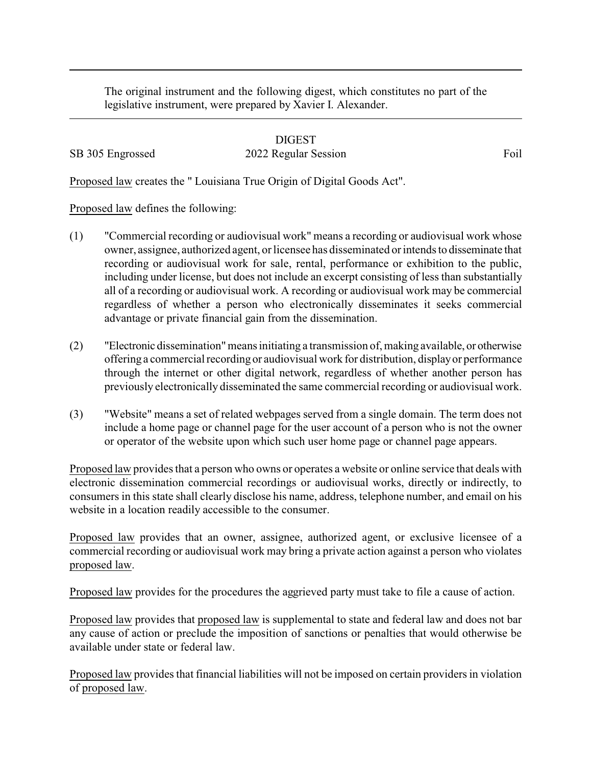The original instrument and the following digest, which constitutes no part of the legislative instrument, were prepared by Xavier I. Alexander.

DIGEST

SB 305 Engrossed 2022 Regular Session Foil

<u>Proposed law</u> creates the " Louisiana True Origin of Digital Goods Act".

<u>Proposed law</u> defines the following:

(1) "Commercial recording or audiovisual work" means a recording or audiovisual work whose owner, assignee, authorized agent, or licensee has disseminated or intends to disseminate that recording or audiovisual work for sale, rental, performance or exhibition to the public, including under license, but does not include an excerpt consisting of less than substantially all of a recording or audiovisual work. A recording or audiovisual work may be commercial regardless of whether a person who electronically disseminates it seeks commercial advantage or private financial gain from the dissemination.

(2) "Electronic dissemination" means initiating a transmission of, making available, or otherwise offering a commercial recording or audiovisual work for distribution, display or performance through the internet or other digital network, regardless of whether another person has previously electronically disseminated the same commercial recording or audiovisual work.

(3) "Website" means a set of related webpages served from a single domain. The term does not include a home page or channel page for the user account of a person who is not the owner or operator of the website upon which such user home page or channel page appears.

<u>Proposed law</u> provides that a person who owns or operates a website or online service that deals with electronic dissemination commercial recordings or audiovisual works, directly or indirectly, to consumers in this state shall clearly disclose his name, address, telephone number, and email on his website in a location readily accessible to the consumer.

<u>Proposed law</u> provides that an owner, assignee, authorized agent, or exclusive licensee of a commercial recording or audiovisual work may bring a private action against a person who violates <u>proposed law</u>.

<u>Proposed law</u> provides for the procedures the aggrieved party must take to file a cause of action.

<u>Proposed law</u> provides that <u>proposed law</u> is supplemental to state and federal law and does not bar any cause of action or preclude the imposition of sanctions or penalties that would otherwise be available under state or federal law.

<u>Proposed law</u> provides that financial liabilities will not be imposed on certain providers in violation of <u>proposed law</u>.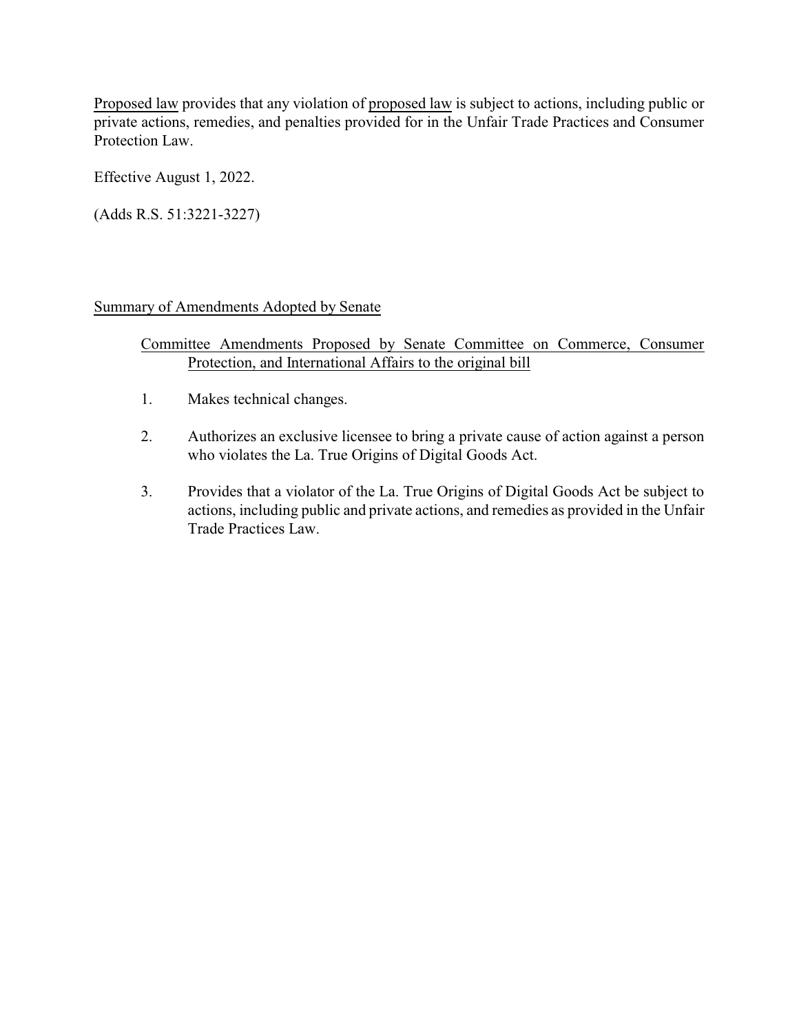Proposed law provides that any violation of proposed law is subject to actions, including public or private actions, remedies, and penalties provided for in the Unfair Trade Practices and Consumer Protection Law.

Effective August 1, 2022.

(Adds R.S. 51:3221-3227)

Summary of Amendments Adopted by Senate

Committee Amendments Proposed by Senate Committee on Commerce, Consumer Protection, and International Affairs to the original bill

1. Makes technical changes.
2. Authorizes an exclusive licensee to bring a private cause of action against a person who violates the La. True Origins of Digital Goods Act.
3. Provides that a violator of the La. True Origins of Digital Goods Act be subject to actions, including public and private actions, and remedies as provided in the Unfair Trade Practices Law.